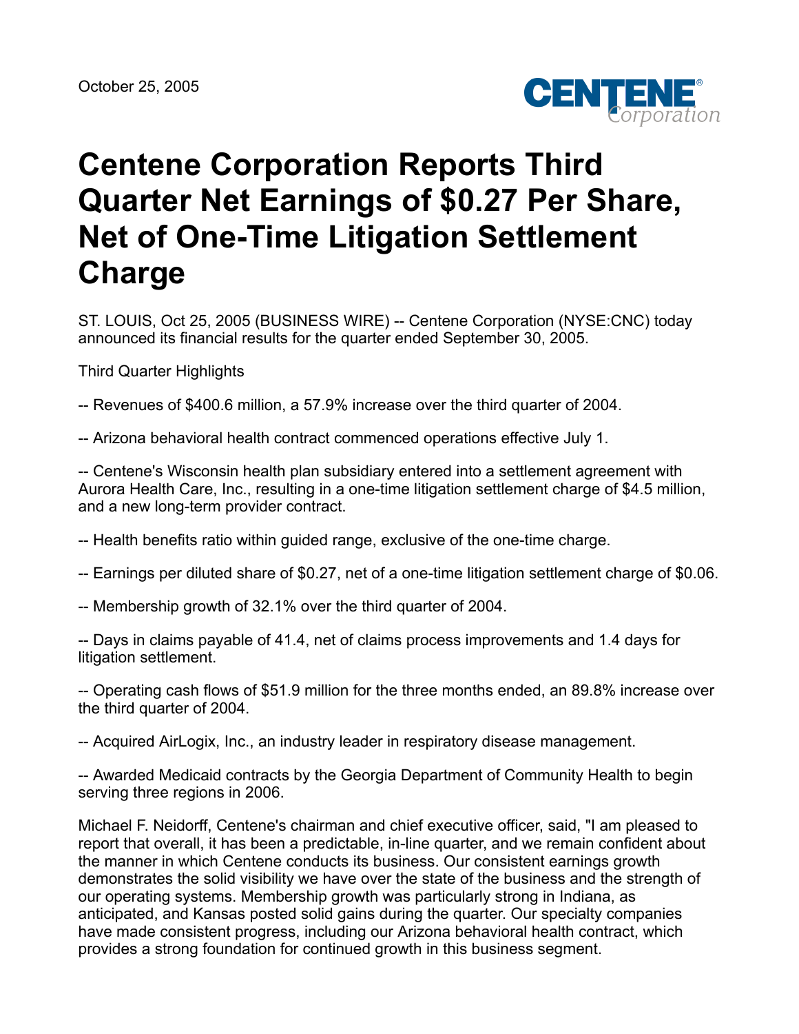October 25, 2005

# Centene Corporation Reports Third Quarter Net Earnings of $0.27 Per Share, Net of One-Time Litigation Settlement Charge

ST. LOUIS, Oct 25, 2005 (BUSINESS WIRE) -- Centene Corporation (NYSE:CNC) today announced its financial results for the quarter ended September 30, 2005.

Third Quarter Highlights

-- Revenues of $400.6 million, a 57.9% increase over the third quarter of 2004.

-- Arizona behavioral health contract commenced operations effective July 1.

-- Centene's Wisconsin health plan subsidiary entered into a settlement agreement with Aurora Health Care, Inc., resulting in a one-time litigation settlement charge of $4.5 million, and a new long-term provider contract.

-- Health benefits ratio within guided range, exclusive of the one-time charge.

-- Earnings per diluted share of $0.27, net of a one-time litigation settlement charge of $0.06.

-- Membership growth of 32.1% over the third quarter of 2004.

-- Days in claims payable of 41.4, net of claims process improvements and 1.4 days for litigation settlement.

-- Operating cash flows of $51.9 million for the three months ended, an 89.8% increase over the third quarter of 2004.

-- Acquired AirLogix, Inc., an industry leader in respiratory disease management.

-- Awarded Medicaid contracts by the Georgia Department of Community Health to begin serving three regions in 2006.

Michael F. Neidorff, Centene's chairman and chief executive officer, said, "I am pleased to report that overall, it has been a predictable, in-line quarter, and we remain confident about the manner in which Centene conducts its business. Our consistent earnings growth demonstrates the solid visibility we have over the state of the business and the strength of our operating systems. Membership growth was particularly strong in Indiana, as anticipated, and Kansas posted solid gains during the quarter. Our specialty companies have made consistent progress, including our Arizona behavioral health contract, which provides a strong foundation for continued growth in this business segment.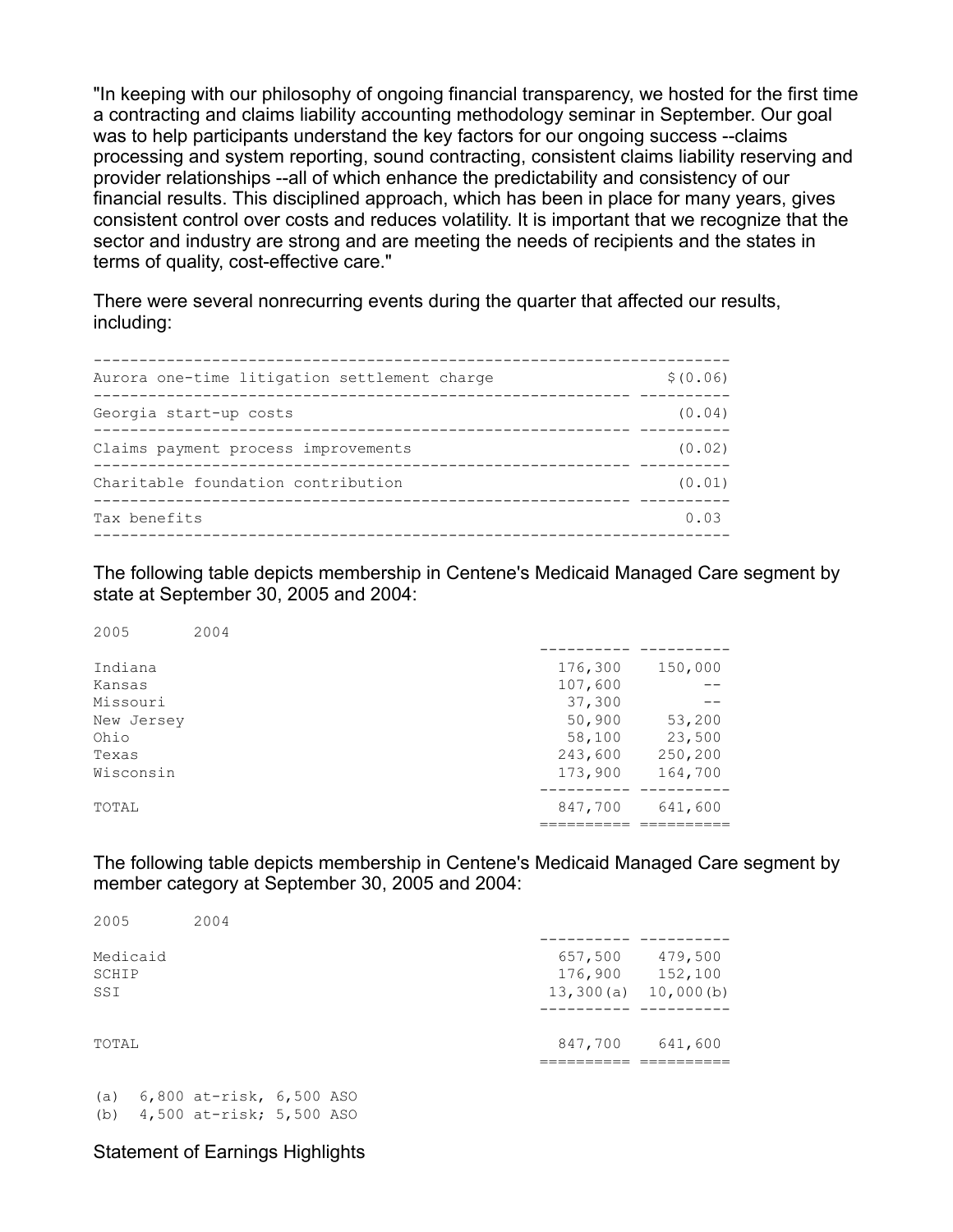"In keeping with our philosophy of ongoing financial transparency, we hosted for the first time a contracting and claims liability accounting methodology seminar in September. Our goal was to help participants understand the key factors for our ongoing success --claims processing and system reporting, sound contracting, consistent claims liability reserving and provider relationships --all of which enhance the predictability and consistency of our financial results. This disciplined approach, which has been in place for many years, gives consistent control over costs and reduces volatility. It is important that we recognize that the sector and industry are strong and are meeting the needs of recipients and the states in terms of quality, cost-effective care."

There were several nonrecurring events during the quarter that affected our results, including:

| | |
|---|---|
| Aurora one-time litigation settlement charge | $(0.06) |
| Georgia start-up costs | (0.04) |
| Claims payment process improvements | (0.02) |
| Charitable foundation contribution | (0.01) |
| Tax benefits | 0.03 |

The following table depicts membership in Centene's Medicaid Managed Care segment by state at September 30, 2005 and 2004:

| | 2005 | 2004 |
|---|---|---|
| Indiana | 176,300 | 150,000 |
| Kansas | 107,600 | -- |
| Missouri | 37,300 | -- |
| New Jersey | 50,900 | 53,200 |
| Ohio | 58,100 | 23,500 |
| Texas | 243,600 | 250,200 |
| Wisconsin | 173,900 | 164,700 |
| TOTAL | 847,700 | 641,600 |

The following table depicts membership in Centene's Medicaid Managed Care segment by member category at September 30, 2005 and 2004:

| | 2005 | 2004 |
|---|---|---|
| Medicaid | 657,500 | 479,500 |
| SCHIP | 176,900 | 152,100 |
| SSI | 13,300(a) | 10,000(b) |
| TOTAL | 847,700 | 641,600 |

(a) 6,800 at-risk, 6,500 ASO
(b) 4,500 at-risk; 5,500 ASO

Statement of Earnings Highlights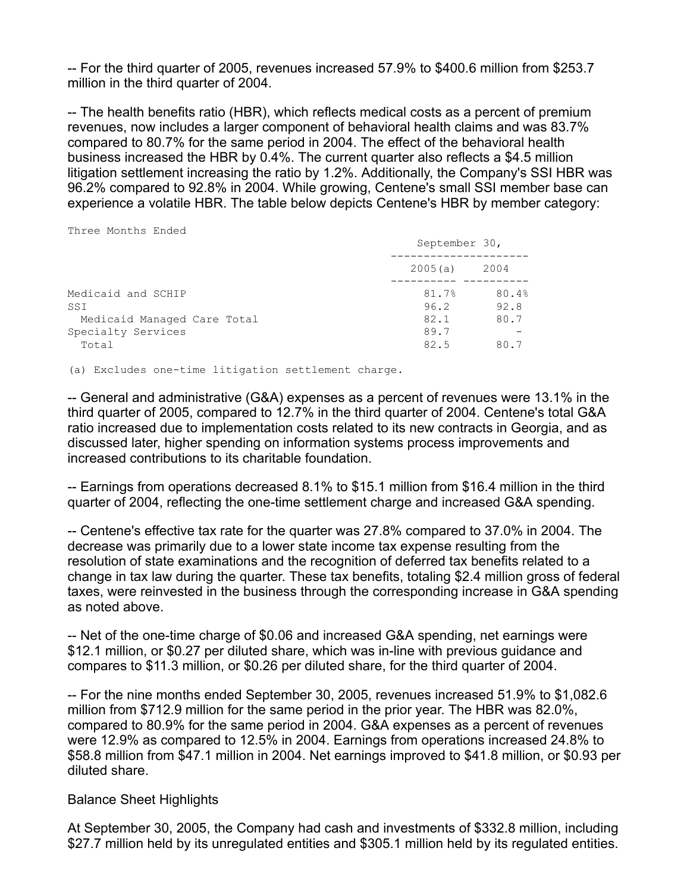-- For the third quarter of 2005, revenues increased 57.9% to $400.6 million from $253.7 million in the third quarter of 2004.

-- The health benefits ratio (HBR), which reflects medical costs as a percent of premium revenues, now includes a larger component of behavioral health claims and was 83.7% compared to 80.7% for the same period in 2004. The effect of the behavioral health business increased the HBR by 0.4%. The current quarter also reflects a $4.5 million litigation settlement increasing the ratio by 1.2%. Additionally, the Company's SSI HBR was 96.2% compared to 92.8% in 2004. While growing, Centene's small SSI member base can experience a volatile HBR. The table below depicts Centene's HBR by member category:

| Three Months Ended | September 30, | |
|---|---|---|
| | 2005(a) | 2004 |
| Medicaid and SCHIP | 81.7% | 80.4% |
| SSI | 96.2 | 92.8 |
| Medicaid Managed Care Total | 82.1 | 80.7 |
| Specialty Services | 89.7 | - |
| Total | 82.5 | 80.7 |

(a) Excludes one-time litigation settlement charge.

-- General and administrative (G&A) expenses as a percent of revenues were 13.1% in the third quarter of 2005, compared to 12.7% in the third quarter of 2004. Centene's total G&A ratio increased due to implementation costs related to its new contracts in Georgia, and as discussed later, higher spending on information systems process improvements and increased contributions to its charitable foundation.

-- Earnings from operations decreased 8.1% to $15.1 million from $16.4 million in the third quarter of 2004, reflecting the one-time settlement charge and increased G&A spending.

-- Centene's effective tax rate for the quarter was 27.8% compared to 37.0% in 2004. The decrease was primarily due to a lower state income tax expense resulting from the resolution of state examinations and the recognition of deferred tax benefits related to a change in tax law during the quarter. These tax benefits, totaling $2.4 million gross of federal taxes, were reinvested in the business through the corresponding increase in G&A spending as noted above.

-- Net of the one-time charge of $0.06 and increased G&A spending, net earnings were $12.1 million, or $0.27 per diluted share, which was in-line with previous guidance and compares to $11.3 million, or $0.26 per diluted share, for the third quarter of 2004.

-- For the nine months ended September 30, 2005, revenues increased 51.9% to $1,082.6 million from $712.9 million for the same period in the prior year. The HBR was 82.0%, compared to 80.9% for the same period in 2004. G&A expenses as a percent of revenues were 12.9% as compared to 12.5% in 2004. Earnings from operations increased 24.8% to $58.8 million from $47.1 million in 2004. Net earnings improved to $41.8 million, or $0.93 per diluted share.

Balance Sheet Highlights

At September 30, 2005, the Company had cash and investments of $332.8 million, including $27.7 million held by its unregulated entities and $305.1 million held by its regulated entities.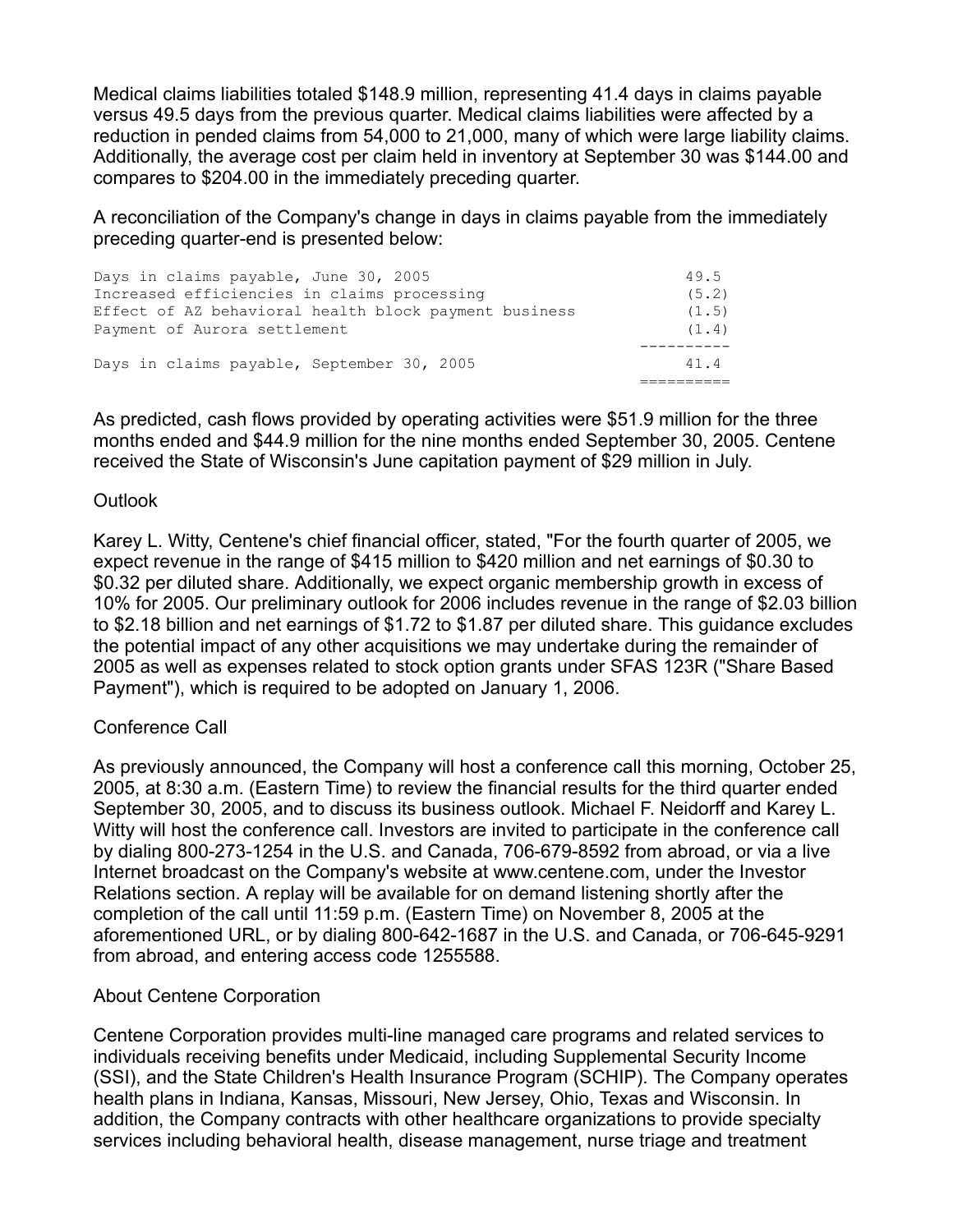Medical claims liabilities totaled $148.9 million, representing 41.4 days in claims payable versus 49.5 days from the previous quarter. Medical claims liabilities were affected by a reduction in pended claims from 54,000 to 21,000, many of which were large liability claims. Additionally, the average cost per claim held in inventory at September 30 was $144.00 and compares to $204.00 in the immediately preceding quarter.

A reconciliation of the Company's change in days in claims payable from the immediately preceding quarter-end is presented below:

| | |
|---|---|
| Days in claims payable, June 30, 2005 | 49.5 |
| Increased efficiencies in claims processing | (5.2) |
| Effect of AZ behavioral health block payment business | (1.5) |
| Payment of Aurora settlement | (1.4) |
| Days in claims payable, September 30, 2005 | 41.4 |

As predicted, cash flows provided by operating activities were $51.9 million for the three months ended and $44.9 million for the nine months ended September 30, 2005. Centene received the State of Wisconsin's June capitation payment of $29 million in July.

## Outlook

Karey L. Witty, Centene's chief financial officer, stated, "For the fourth quarter of 2005, we expect revenue in the range of $415 million to $420 million and net earnings of $0.30 to $0.32 per diluted share. Additionally, we expect organic membership growth in excess of 10% for 2005. Our preliminary outlook for 2006 includes revenue in the range of $2.03 billion to $2.18 billion and net earnings of $1.72 to $1.87 per diluted share. This guidance excludes the potential impact of any other acquisitions we may undertake during the remainder of 2005 as well as expenses related to stock option grants under SFAS 123R ("Share Based Payment"), which is required to be adopted on January 1, 2006.

## Conference Call

As previously announced, the Company will host a conference call this morning, October 25, 2005, at 8:30 a.m. (Eastern Time) to review the financial results for the third quarter ended September 30, 2005, and to discuss its business outlook. Michael F. Neidorff and Karey L. Witty will host the conference call. Investors are invited to participate in the conference call by dialing 800-273-1254 in the U.S. and Canada, 706-679-8592 from abroad, or via a live Internet broadcast on the Company's website at www.centene.com, under the Investor Relations section. A replay will be available for on demand listening shortly after the completion of the call until 11:59 p.m. (Eastern Time) on November 8, 2005 at the aforementioned URL, or by dialing 800-642-1687 in the U.S. and Canada, or 706-645-9291 from abroad, and entering access code 1255588.

## About Centene Corporation

Centene Corporation provides multi-line managed care programs and related services to individuals receiving benefits under Medicaid, including Supplemental Security Income (SSI), and the State Children's Health Insurance Program (SCHIP). The Company operates health plans in Indiana, Kansas, Missouri, New Jersey, Ohio, Texas and Wisconsin. In addition, the Company contracts with other healthcare organizations to provide specialty services including behavioral health, disease management, nurse triage and treatment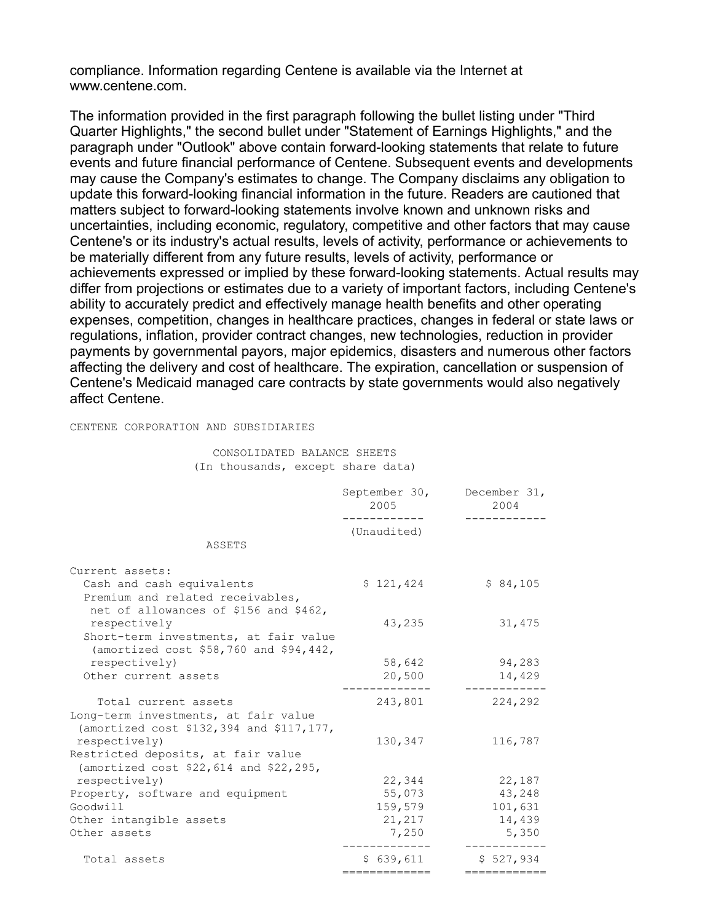compliance. Information regarding Centene is available via the Internet at www.centene.com.

The information provided in the first paragraph following the bullet listing under "Third Quarter Highlights," the second bullet under "Statement of Earnings Highlights," and the paragraph under "Outlook" above contain forward-looking statements that relate to future events and future financial performance of Centene. Subsequent events and developments may cause the Company's estimates to change. The Company disclaims any obligation to update this forward-looking financial information in the future. Readers are cautioned that matters subject to forward-looking statements involve known and unknown risks and uncertainties, including economic, regulatory, competitive and other factors that may cause Centene's or its industry's actual results, levels of activity, performance or achievements to be materially different from any future results, levels of activity, performance or achievements expressed or implied by these forward-looking statements. Actual results may differ from projections or estimates due to a variety of important factors, including Centene's ability to accurately predict and effectively manage health benefits and other operating expenses, competition, changes in healthcare practices, changes in federal or state laws or regulations, inflation, provider contract changes, new technologies, reduction in provider payments by governmental payors, major epidemics, disasters and numerous other factors affecting the delivery and cost of healthcare. The expiration, cancellation or suspension of Centene's Medicaid managed care contracts by state governments would also negatively affect Centene.

CENTENE CORPORATION AND SUBSIDIARIES

CONSOLIDATED BALANCE SHEETS
(In thousands, except share data)

| | September 30, 2005 | December 31, 2004 |
|---|---|---|
| | (Unaudited) | |
| ASSETS | | |
| Current assets: | | |
| Cash and cash equivalents | $ 121,424 | $ 84,105 |
| Premium and related receivables, net of allowances of $156 and $462, respectively | 43,235 | 31,475 |
| Short-term investments, at fair value (amortized cost $58,760 and $94,442, respectively) | 58,642 | 94,283 |
| Other current assets | 20,500 | 14,429 |
| Total current assets | 243,801 | 224,292 |
| Long-term investments, at fair value (amortized cost $132,394 and $117,177, respectively) | 130,347 | 116,787 |
| Restricted deposits, at fair value (amortized cost $22,614 and $22,295, respectively) | 22,344 | 22,187 |
| Property, software and equipment | 55,073 | 43,248 |
| Goodwill | 159,579 | 101,631 |
| Other intangible assets | 21,217 | 14,439 |
| Other assets | 7,250 | 5,350 |
| Total assets | $ 639,611 | $ 527,934 |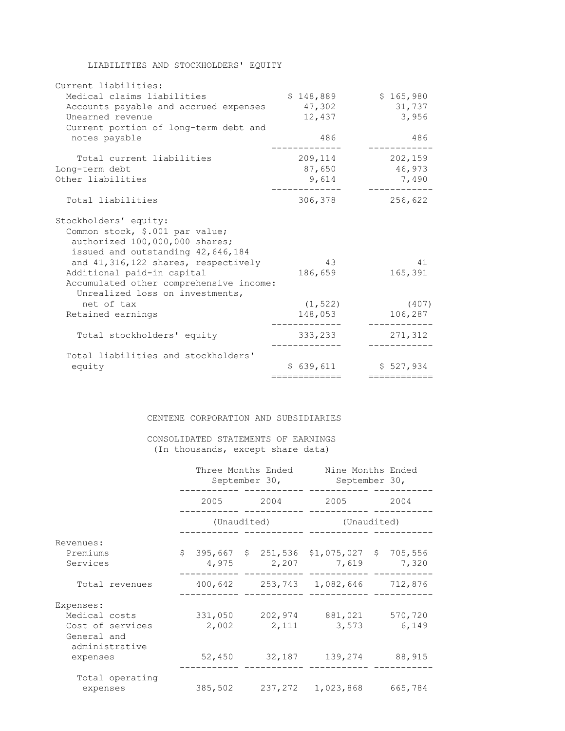LIABILITIES AND STOCKHOLDERS' EQUITY

| | | |
|---|---|---|
| Current liabilities: | | |
| Medical claims liabilities | $ 148,889 | $ 165,980 |
| Accounts payable and accrued expenses | 47,302 | 31,737 |
| Unearned revenue | 12,437 | 3,956 |
| Current portion of long-term debt and notes payable | 486 | 486 |
| Total current liabilities | 209,114 | 202,159 |
| Long-term debt | 87,650 | 46,973 |
| Other liabilities | 9,614 | 7,490 |
| Total liabilities | 306,378 | 256,622 |
| Stockholders' equity: | | |
| Common stock, $.001 par value; authorized 100,000,000 shares; issued and outstanding 42,646,184 and 41,316,122 shares, respectively | 43 | 41 |
| Additional paid-in capital | 186,659 | 165,391 |
| Accumulated other comprehensive income: | | |
| Unrealized loss on investments, net of tax | (1,522) | (407) |
| Retained earnings | 148,053 | 106,287 |
| Total stockholders' equity | 333,233 | 271,312 |
| Total liabilities and stockholders' equity | $ 639,611 | $ 527,934 |

## CENTENE CORPORATION AND SUBSIDIARIES

### CONSOLIDATED STATEMENTS OF EARNINGS
(In thousands, except share data)

| | Three Months Ended September 30, | | Nine Months Ended September 30, | |
|---|---|---|---|---|
| | 2005 | 2004 | 2005 | 2004 |
| | (Unaudited) | | (Unaudited) | |
| Revenues: | | | | |
| Premiums | $ 395,667 | $ 251,536 | $1,075,027 | $ 705,556 |
| Services | 4,975 | 2,207 | 7,619 | 7,320 |
| Total revenues | 400,642 | 253,743 | 1,082,646 | 712,876 |
| Expenses: | | | | |
| Medical costs | 331,050 | 202,974 | 881,021 | 570,720 |
| Cost of services | 2,002 | 2,111 | 3,573 | 6,149 |
| General and administrative expenses | 52,450 | 32,187 | 139,274 | 88,915 |
| Total operating expenses | 385,502 | 237,272 | 1,023,868 | 665,784 |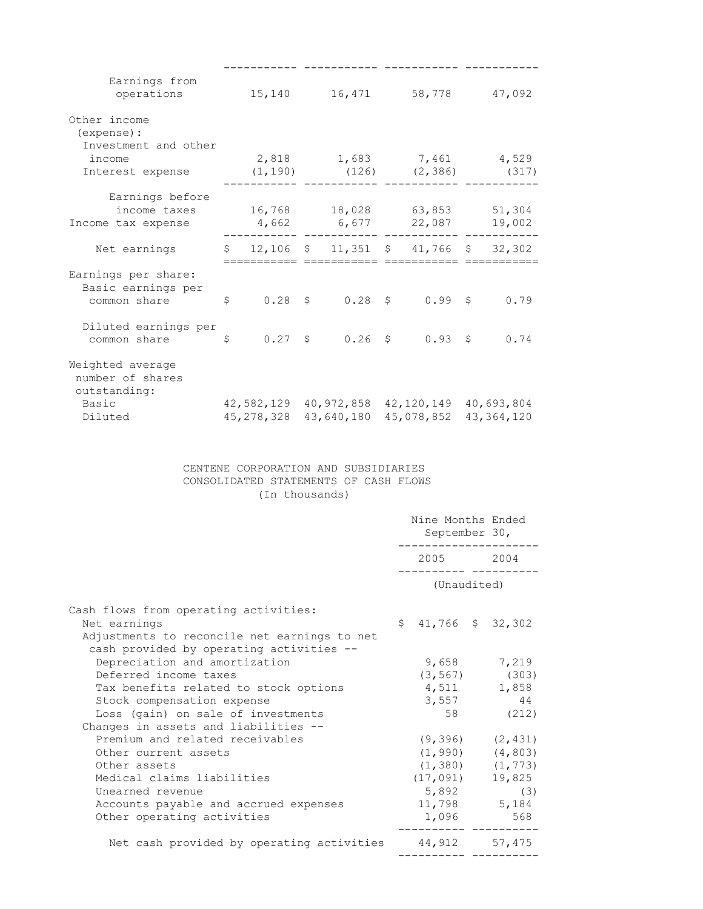| | | | | |
|---|---|---|---|---|
| Earnings from operations | 15,140 | 16,471 | 58,778 | 47,092 |
| Other income (expense): | | | | |
| Investment and other income | 2,818 | 1,683 | 7,461 | 4,529 |
| Interest expense | (1,190) | (126) | (2,386) | (317) |
| Earnings before income taxes | 16,768 | 18,028 | 63,853 | 51,304 |
| Income tax expense | 4,662 | 6,677 | 22,087 | 19,002 |
| Net earnings | $ 12,106 | $ 11,351 | $ 41,766 | $ 32,302 |
| Earnings per share: | | | | |
| Basic earnings per common share | $ 0.28 | $ 0.28 | $ 0.99 | $ 0.79 |
| Diluted earnings per common share | $ 0.27 | $ 0.26 | $ 0.93 | $ 0.74 |
| Weighted average number of shares outstanding: | | | | |
| Basic | 42,582,129 | 40,972,858 | 42,120,149 | 40,693,804 |
| Diluted | 45,278,328 | 43,640,180 | 45,078,852 | 43,364,120 |

CENTENE CORPORATION AND SUBSIDIARIES
CONSOLIDATED STATEMENTS OF CASH FLOWS
(In thousands)

| | Nine Months Ended September 30, | |
|---|---|---|
| | 2005 | 2004 |
| | (Unaudited) | |
| Cash flows from operating activities: | | |
| Net earnings | $ 41,766 | $ 32,302 |
| Adjustments to reconcile net earnings to net cash provided by operating activities -- | | |
| Depreciation and amortization | 9,658 | 7,219 |
| Deferred income taxes | (3,567) | (303) |
| Tax benefits related to stock options | 4,511 | 1,858 |
| Stock compensation expense | 3,557 | 44 |
| Loss (gain) on sale of investments | 58 | (212) |
| Changes in assets and liabilities -- | | |
| Premium and related receivables | (9,396) | (2,431) |
| Other current assets | (1,990) | (4,803) |
| Other assets | (1,380) | (1,773) |
| Medical claims liabilities | (17,091) | 19,825 |
| Unearned revenue | 5,892 | (3) |
| Accounts payable and accrued expenses | 11,798 | 5,184 |
| Other operating activities | 1,096 | 568 |
| Net cash provided by operating activities | 44,912 | 57,475 |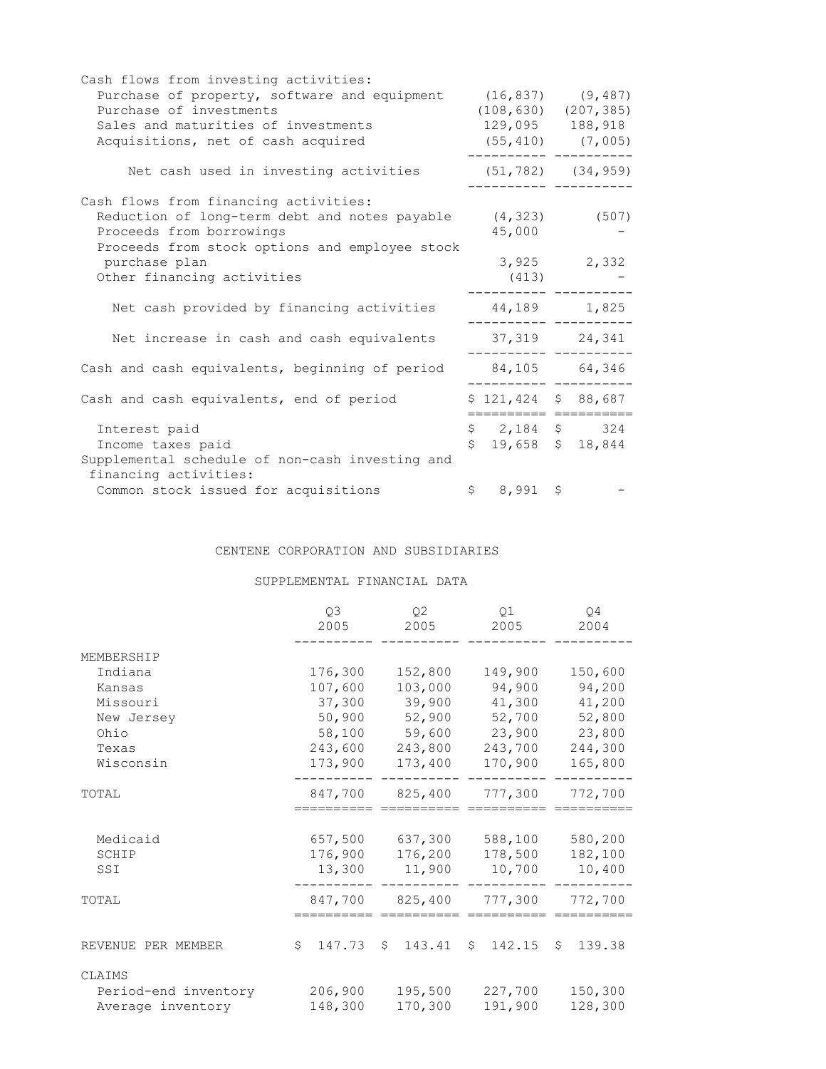| | | |
|---|---|---|
| Cash flows from investing activities: | | |
| Purchase of property, software and equipment | (16,837) | (9,487) |
| Purchase of investments | (108,630) | (207,385) |
| Sales and maturities of investments | 129,095 | 188,918 |
| Acquisitions, net of cash acquired | (55,410) | (7,005) |
| Net cash used in investing activities | (51,782) | (34,959) |
| Cash flows from financing activities: | | |
| Reduction of long-term debt and notes payable | (4,323) | (507) |
| Proceeds from borrowings | 45,000 | - |
| Proceeds from stock options and employee stock purchase plan | 3,925 | 2,332 |
| Other financing activities | (413) | - |
| Net cash provided by financing activities | 44,189 | 1,825 |
| Net increase in cash and cash equivalents | 37,319 | 24,341 |
| Cash and cash equivalents, beginning of period | 84,105 | 64,346 |
| Cash and cash equivalents, end of period | $ 121,424 | $ 88,687 |
| Interest paid | $ 2,184 | $ 324 |
| Income taxes paid | $ 19,658 | $ 18,844 |
| Supplemental schedule of non-cash investing and financing activities: | | |
| Common stock issued for acquisitions | $ 8,991 | $ - |

CENTENE CORPORATION AND SUBSIDIARIES

SUPPLEMENTAL FINANCIAL DATA

| | Q3 2005 | Q2 2005 | Q1 2005 | Q4 2004 |
|---|---|---|---|---|
| MEMBERSHIP | | | | |
| Indiana | 176,300 | 152,800 | 149,900 | 150,600 |
| Kansas | 107,600 | 103,000 | 94,900 | 94,200 |
| Missouri | 37,300 | 39,900 | 41,300 | 41,200 |
| New Jersey | 50,900 | 52,900 | 52,700 | 52,800 |
| Ohio | 58,100 | 59,600 | 23,900 | 23,800 |
| Texas | 243,600 | 243,800 | 243,700 | 244,300 |
| Wisconsin | 173,900 | 173,400 | 170,900 | 165,800 |
| TOTAL | 847,700 | 825,400 | 777,300 | 772,700 |
| Medicaid | 657,500 | 637,300 | 588,100 | 580,200 |
| SCHIP | 176,900 | 176,200 | 178,500 | 182,100 |
| SSI | 13,300 | 11,900 | 10,700 | 10,400 |
| TOTAL | 847,700 | 825,400 | 777,300 | 772,700 |
| REVENUE PER MEMBER | $ 147.73 | $ 143.41 | $ 142.15 | $ 139.38 |
| CLAIMS | | | | |
| Period-end inventory | 206,900 | 195,500 | 227,700 | 150,300 |
| Average inventory | 148,300 | 170,300 | 191,900 | 128,300 |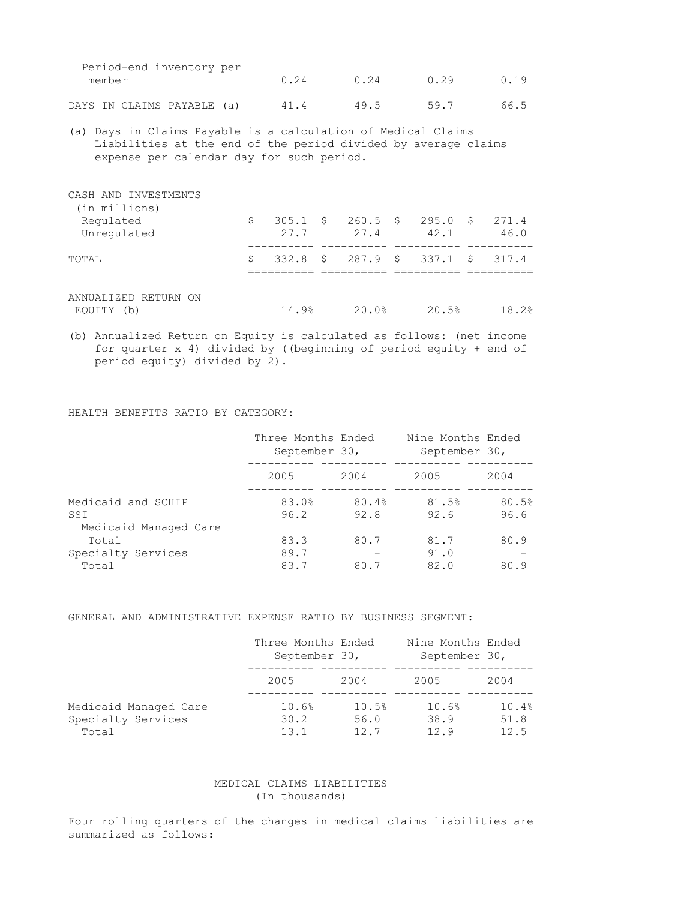| | | | | |
|---|---|---|---|---|
| Period-end inventory per member | 0.24 | 0.24 | 0.29 | 0.19 |
| DAYS IN CLAIMS PAYABLE (a) | 41.4 | 49.5 | 59.7 | 66.5 |

(a) Days in Claims Payable is a calculation of Medical Claims Liabilities at the end of the period divided by average claims expense per calendar day for such period.

| CASH AND INVESTMENTS (in millions) | | | | |
|---|---|---|---|---|
| Regulated | $ 305.1 | $ 260.5 | $ 295.0 | $ 271.4 |
| Unregulated | 27.7 | 27.4 | 42.1 | 46.0 |
| TOTAL | $ 332.8 | $ 287.9 | $ 337.1 | $ 317.4 |

| | | | | |
|---|---|---|---|---|
| ANNUALIZED RETURN ON EQUITY (b) | 14.9% | 20.0% | 20.5% | 18.2% |

(b) Annualized Return on Equity is calculated as follows: (net income for quarter x 4) divided by ((beginning of period equity + end of period equity) divided by 2).

HEALTH BENEFITS RATIO BY CATEGORY:

| | Three Months Ended September 30, | | Nine Months Ended September 30, | |
|---|---|---|---|---|
| | 2005 | 2004 | 2005 | 2004 |
| Medicaid and SCHIP | 83.0% | 80.4% | 81.5% | 80.5% |
| SSI | 96.2 | 92.8 | 92.6 | 96.6 |
| Medicaid Managed Care Total | 83.3 | 80.7 | 81.7 | 80.9 |
| Specialty Services | 89.7 | - | 91.0 | - |
| Total | 83.7 | 80.7 | 82.0 | 80.9 |

GENERAL AND ADMINISTRATIVE EXPENSE RATIO BY BUSINESS SEGMENT:

| | Three Months Ended September 30, | | Nine Months Ended September 30, | |
|---|---|---|---|---|
| | 2005 | 2004 | 2005 | 2004 |
| Medicaid Managed Care | 10.6% | 10.5% | 10.6% | 10.4% |
| Specialty Services | 30.2 | 56.0 | 38.9 | 51.8 |
| Total | 13.1 | 12.7 | 12.9 | 12.5 |

MEDICAL CLAIMS LIABILITIES
(In thousands)

Four rolling quarters of the changes in medical claims liabilities are summarized as follows: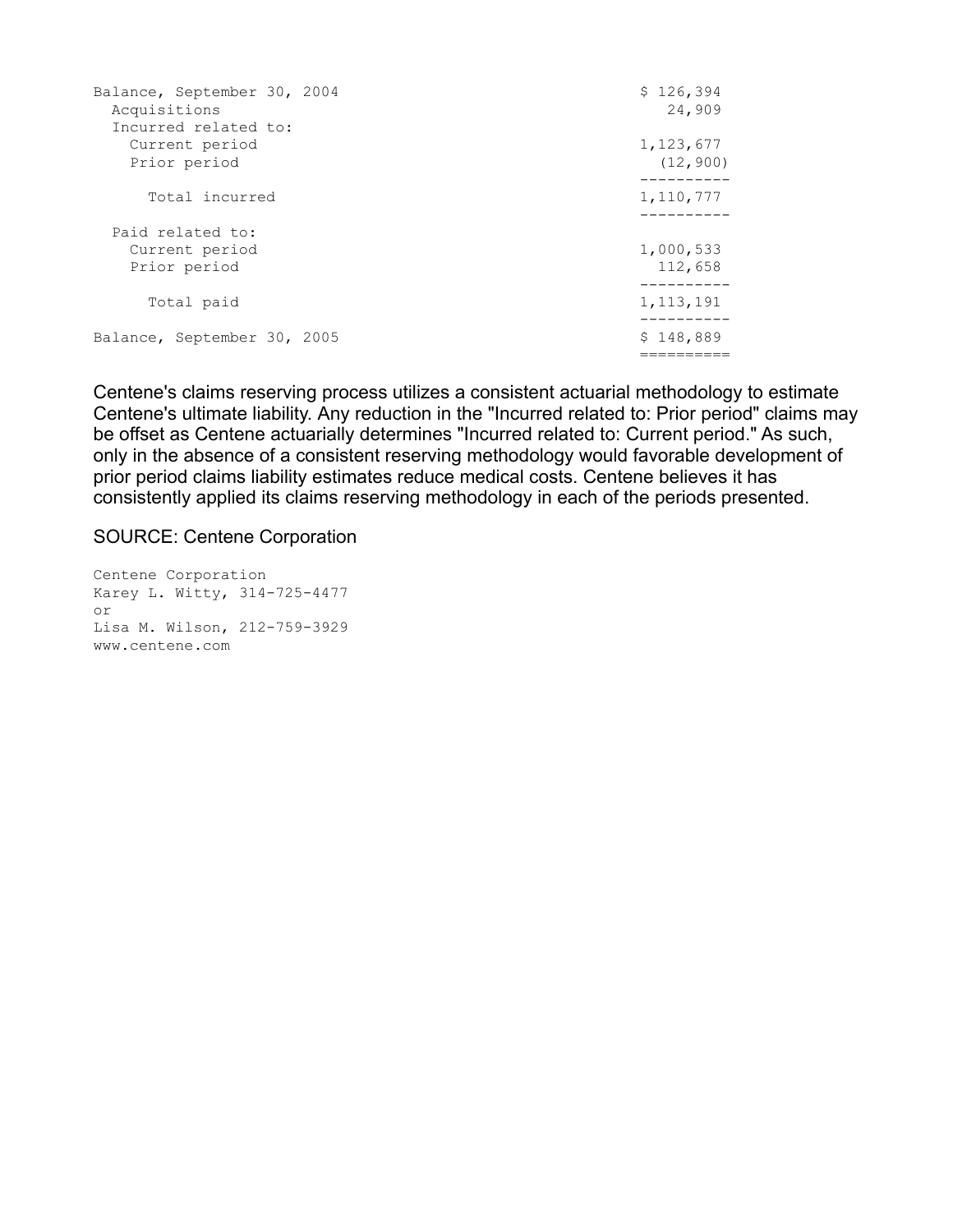| | |
|---|---|
| Balance, September 30, 2004 | $ 126,394 |
| Acquisitions | 24,909 |
| Incurred related to: | |
| Current period | 1,123,677 |
| Prior period | (12,900) |
| Total incurred | 1,110,777 |
| Paid related to: | |
| Current period | 1,000,533 |
| Prior period | 112,658 |
| Total paid | 1,113,191 |
| Balance, September 30, 2005 | $ 148,889 |

Centene's claims reserving process utilizes a consistent actuarial methodology to estimate Centene's ultimate liability. Any reduction in the "Incurred related to: Prior period" claims may be offset as Centene actuarially determines "Incurred related to: Current period." As such, only in the absence of a consistent reserving methodology would favorable development of prior period claims liability estimates reduce medical costs. Centene believes it has consistently applied its claims reserving methodology in each of the periods presented.

SOURCE: Centene Corporation

Centene Corporation
Karey L. Witty, 314-725-4477
or
Lisa M. Wilson, 212-759-3929
www.centene.com